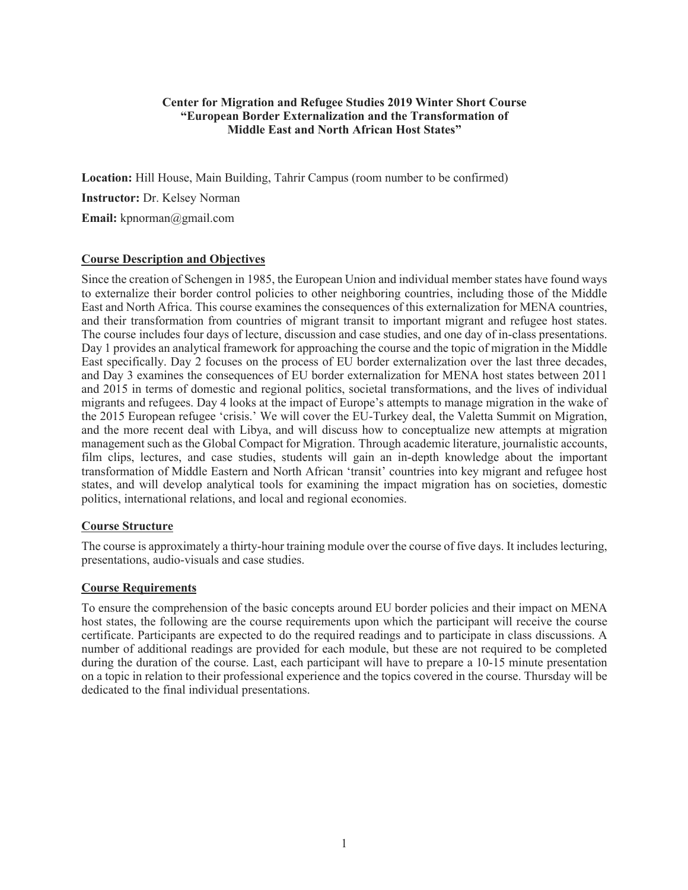**Center for Migration and Refugee Studies 2019 Winter Short Course**
**"European Border Externalization and the Transformation of Middle East and North African Host States"**

**Location:** Hill House, Main Building, Tahrir Campus (room number to be confirmed)

**Instructor:** Dr. Kelsey Norman

**Email:** kpnorman@gmail.com

## Course Description and Objectives

Since the creation of Schengen in 1985, the European Union and individual member states have found ways to externalize their border control policies to other neighboring countries, including those of the Middle East and North Africa. This course examines the consequences of this externalization for MENA countries, and their transformation from countries of migrant transit to important migrant and refugee host states. The course includes four days of lecture, discussion and case studies, and one day of in-class presentations. Day 1 provides an analytical framework for approaching the course and the topic of migration in the Middle East specifically. Day 2 focuses on the process of EU border externalization over the last three decades, and Day 3 examines the consequences of EU border externalization for MENA host states between 2011 and 2015 in terms of domestic and regional politics, societal transformations, and the lives of individual migrants and refugees. Day 4 looks at the impact of Europe's attempts to manage migration in the wake of the 2015 European refugee 'crisis.' We will cover the EU-Turkey deal, the Valetta Summit on Migration, and the more recent deal with Libya, and will discuss how to conceptualize new attempts at migration management such as the Global Compact for Migration. Through academic literature, journalistic accounts, film clips, lectures, and case studies, students will gain an in-depth knowledge about the important transformation of Middle Eastern and North African 'transit' countries into key migrant and refugee host states, and will develop analytical tools for examining the impact migration has on societies, domestic politics, international relations, and local and regional economies.

## Course Structure

The course is approximately a thirty-hour training module over the course of five days. It includes lecturing, presentations, audio-visuals and case studies.

## Course Requirements

To ensure the comprehension of the basic concepts around EU border policies and their impact on MENA host states, the following are the course requirements upon which the participant will receive the course certificate. Participants are expected to do the required readings and to participate in class discussions. A number of additional readings are provided for each module, but these are not required to be completed during the duration of the course. Last, each participant will have to prepare a 10-15 minute presentation on a topic in relation to their professional experience and the topics covered in the course. Thursday will be dedicated to the final individual presentations.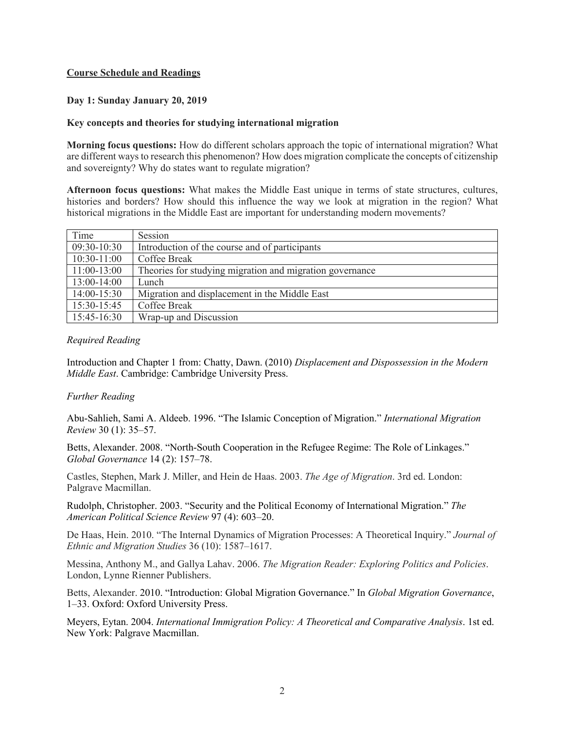## Course Schedule and Readings

### Day 1: Sunday January 20, 2019

### Key concepts and theories for studying international migration

**Morning focus questions:** How do different scholars approach the topic of international migration? What are different ways to research this phenomenon? How does migration complicate the concepts of citizenship and sovereignty? Why do states want to regulate migration?

**Afternoon focus questions:** What makes the Middle East unique in terms of state structures, cultures, histories and borders? How should this influence the way we look at migration in the region? What historical migrations in the Middle East are important for understanding modern movements?

| Time | Session |
|---|---|
| 09:30-10:30 | Introduction of the course and of participants |
| 10:30-11:00 | Coffee Break |
| 11:00-13:00 | Theories for studying migration and migration governance |
| 13:00-14:00 | Lunch |
| 14:00-15:30 | Migration and displacement in the Middle East |
| 15:30-15:45 | Coffee Break |
| 15:45-16:30 | Wrap-up and Discussion |

*Required Reading*

Introduction and Chapter 1 from: Chatty, Dawn. (2010) *Displacement and Dispossession in the Modern Middle East*. Cambridge: Cambridge University Press.

*Further Reading*

Abu-Sahlieh, Sami A. Aldeeb. 1996. "The Islamic Conception of Migration." *International Migration Review* 30 (1): 35–57.

Betts, Alexander. 2008. "North-South Cooperation in the Refugee Regime: The Role of Linkages." *Global Governance* 14 (2): 157–78.

Castles, Stephen, Mark J. Miller, and Hein de Haas. 2003. *The Age of Migration*. 3rd ed. London: Palgrave Macmillan.

Rudolph, Christopher. 2003. "Security and the Political Economy of International Migration." *The American Political Science Review* 97 (4): 603–20.

De Haas, Hein. 2010. "The Internal Dynamics of Migration Processes: A Theoretical Inquiry." *Journal of Ethnic and Migration Studies* 36 (10): 1587–1617.

Messina, Anthony M., and Gallya Lahav. 2006. *The Migration Reader: Exploring Politics and Policies*. London, Lynne Rienner Publishers.

Betts, Alexander. 2010. "Introduction: Global Migration Governance." In *Global Migration Governance*, 1–33. Oxford: Oxford University Press.

Meyers, Eytan. 2004. *International Immigration Policy: A Theoretical and Comparative Analysis*. 1st ed. New York: Palgrave Macmillan.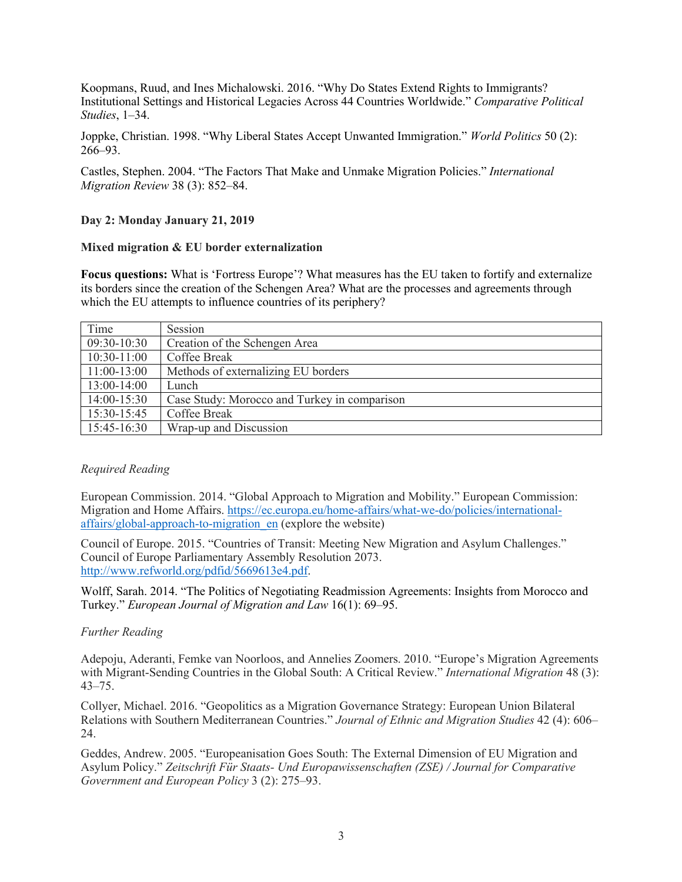Koopmans, Ruud, and Ines Michalowski. 2016. "Why Do States Extend Rights to Immigrants? Institutional Settings and Historical Legacies Across 44 Countries Worldwide." *Comparative Political Studies*, 1–34.

Joppke, Christian. 1998. "Why Liberal States Accept Unwanted Immigration." *World Politics* 50 (2): 266–93.

Castles, Stephen. 2004. "The Factors That Make and Unmake Migration Policies." *International Migration Review* 38 (3): 852–84.

**Day 2: Monday January 21, 2019**

**Mixed migration & EU border externalization**

**Focus questions:** What is 'Fortress Europe'? What measures has the EU taken to fortify and externalize its borders since the creation of the Schengen Area? What are the processes and agreements through which the EU attempts to influence countries of its periphery?

| Time | Session |
| --- | --- |
| 09:30-10:30 | Creation of the Schengen Area |
| 10:30-11:00 | Coffee Break |
| 11:00-13:00 | Methods of externalizing EU borders |
| 13:00-14:00 | Lunch |
| 14:00-15:30 | Case Study: Morocco and Turkey in comparison |
| 15:30-15:45 | Coffee Break |
| 15:45-16:30 | Wrap-up and Discussion |

*Required Reading*

European Commission. 2014. "Global Approach to Migration and Mobility." European Commission: Migration and Home Affairs. https://ec.europa.eu/home-affairs/what-we-do/policies/international-affairs/global-approach-to-migration_en (explore the website)

Council of Europe. 2015. "Countries of Transit: Meeting New Migration and Asylum Challenges." Council of Europe Parliamentary Assembly Resolution 2073. http://www.refworld.org/pdfid/5669613e4.pdf.

Wolff, Sarah. 2014. "The Politics of Negotiating Readmission Agreements: Insights from Morocco and Turkey." *European Journal of Migration and Law* 16(1): 69–95.

*Further Reading*

Adepoju, Aderanti, Femke van Noorloos, and Annelies Zoomers. 2010. "Europe's Migration Agreements with Migrant-Sending Countries in the Global South: A Critical Review." *International Migration* 48 (3): 43–75.

Collyer, Michael. 2016. "Geopolitics as a Migration Governance Strategy: European Union Bilateral Relations with Southern Mediterranean Countries." *Journal of Ethnic and Migration Studies* 42 (4): 606–24.

Geddes, Andrew. 2005. "Europeanisation Goes South: The External Dimension of EU Migration and Asylum Policy." *Zeitschrift Für Staats- Und Europawissenschaften (ZSE) / Journal for Comparative Government and European Policy* 3 (2): 275–93.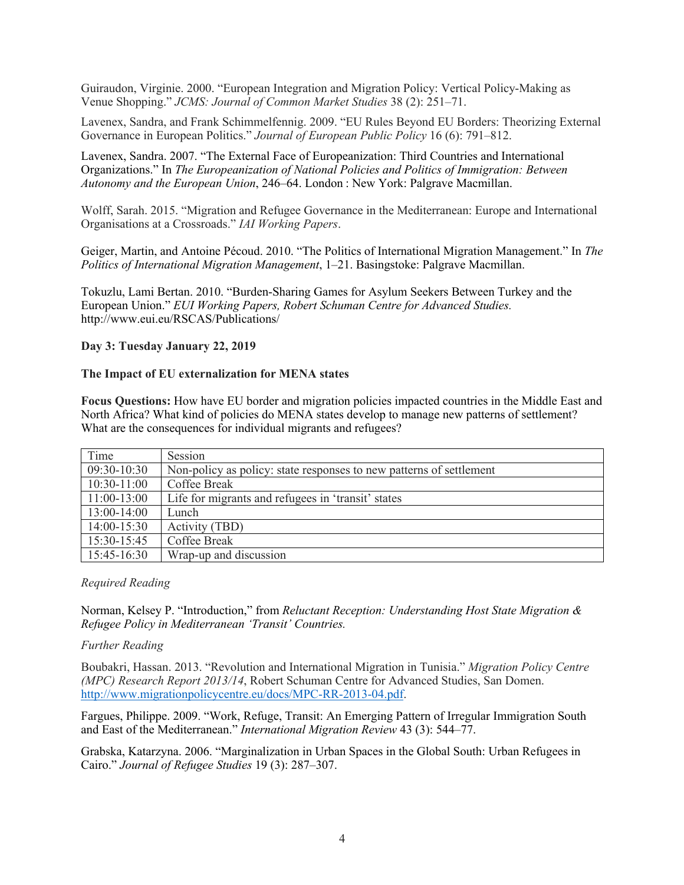Guiraudon, Virginie. 2000. "European Integration and Migration Policy: Vertical Policy-Making as Venue Shopping." *JCMS: Journal of Common Market Studies* 38 (2): 251–71.

Lavenex, Sandra, and Frank Schimmelfennig. 2009. "EU Rules Beyond EU Borders: Theorizing External Governance in European Politics." *Journal of European Public Policy* 16 (6): 791–812.

Lavenex, Sandra. 2007. "The External Face of Europeanization: Third Countries and International Organizations." In *The Europeanization of National Policies and Politics of Immigration: Between Autonomy and the European Union*, 246–64. London : New York: Palgrave Macmillan.

Wolff, Sarah. 2015. "Migration and Refugee Governance in the Mediterranean: Europe and International Organisations at a Crossroads." *IAI Working Papers*.

Geiger, Martin, and Antoine Pécoud. 2010. "The Politics of International Migration Management." In *The Politics of International Migration Management*, 1–21. Basingstoke: Palgrave Macmillan.

Tokuzlu, Lami Bertan. 2010. "Burden-Sharing Games for Asylum Seekers Between Turkey and the European Union." *EUI Working Papers, Robert Schuman Centre for Advanced Studies.* http://www.eui.eu/RSCAS/Publications/

**Day 3: Tuesday January 22, 2019**

**The Impact of EU externalization for MENA states**

**Focus Questions:** How have EU border and migration policies impacted countries in the Middle East and North Africa? What kind of policies do MENA states develop to manage new patterns of settlement? What are the consequences for individual migrants and refugees?

| Time | Session |
|---|---|
| 09:30-10:30 | Non-policy as policy: state responses to new patterns of settlement |
| 10:30-11:00 | Coffee Break |
| 11:00-13:00 | Life for migrants and refugees in 'transit' states |
| 13:00-14:00 | Lunch |
| 14:00-15:30 | Activity (TBD) |
| 15:30-15:45 | Coffee Break |
| 15:45-16:30 | Wrap-up and discussion |

*Required Reading*

Norman, Kelsey P. "Introduction," from *Reluctant Reception: Understanding Host State Migration & Refugee Policy in Mediterranean 'Transit' Countries.*

*Further Reading*

Boubakri, Hassan. 2013. "Revolution and International Migration in Tunisia." *Migration Policy Centre (MPC) Research Report 2013/14*, Robert Schuman Centre for Advanced Studies, San Domen. http://www.migrationpolicycentre.eu/docs/MPC-RR-2013-04.pdf.

Fargues, Philippe. 2009. "Work, Refuge, Transit: An Emerging Pattern of Irregular Immigration South and East of the Mediterranean." *International Migration Review* 43 (3): 544–77.

Grabska, Katarzyna. 2006. "Marginalization in Urban Spaces in the Global South: Urban Refugees in Cairo." *Journal of Refugee Studies* 19 (3): 287–307.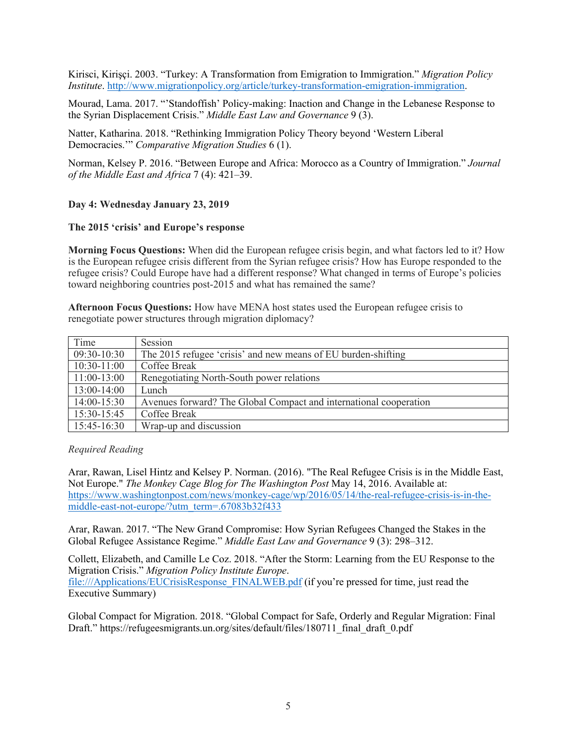Kirisci, Kirişçi. 2003. "Turkey: A Transformation from Emigration to Immigration." *Migration Policy Institute*. [http://www.migrationpolicy.org/article/turkey-transformation-emigration-immigration](http://www.migrationpolicy.org/article/turkey-transformation-emigration-immigration).

Mourad, Lama. 2017. "'Standoffish' Policy-making: Inaction and Change in the Lebanese Response to the Syrian Displacement Crisis." *Middle East Law and Governance* 9 (3).

Natter, Katharina. 2018. "Rethinking Immigration Policy Theory beyond 'Western Liberal Democracies.'" *Comparative Migration Studies* 6 (1).

Norman, Kelsey P. 2016. "Between Europe and Africa: Morocco as a Country of Immigration." *Journal of the Middle East and Africa* 7 (4): 421–39.

**Day 4: Wednesday January 23, 2019**

**The 2015 'crisis' and Europe's response**

**Morning Focus Questions:** When did the European refugee crisis begin, and what factors led to it? How is the European refugee crisis different from the Syrian refugee crisis? How has Europe responded to the refugee crisis? Could Europe have had a different response? What changed in terms of Europe's policies toward neighboring countries post-2015 and what has remained the same?

**Afternoon Focus Questions:** How have MENA host states used the European refugee crisis to renegotiate power structures through migration diplomacy?

| Time | Session |
|---|---|
| 09:30-10:30 | The 2015 refugee 'crisis' and new means of EU burden-shifting |
| 10:30-11:00 | Coffee Break |
| 11:00-13:00 | Renegotiating North-South power relations |
| 13:00-14:00 | Lunch |
| 14:00-15:30 | Avenues forward? The Global Compact and international cooperation |
| 15:30-15:45 | Coffee Break |
| 15:45-16:30 | Wrap-up and discussion |

*Required Reading*

Arar, Rawan, Lisel Hintz and Kelsey P. Norman. (2016). "The Real Refugee Crisis is in the Middle East, Not Europe." *The Monkey Cage Blog for The Washington Post* May 14, 2016. Available at: [https://www.washingtonpost.com/news/monkey-cage/wp/2016/05/14/the-real-refugee-crisis-is-in-the-middle-east-not-europe/?utm_term=.67083b32f433](https://www.washingtonpost.com/news/monkey-cage/wp/2016/05/14/the-real-refugee-crisis-is-in-the-middle-east-not-europe/?utm_term=.67083b32f433)

Arar, Rawan. 2017. "The New Grand Compromise: How Syrian Refugees Changed the Stakes in the Global Refugee Assistance Regime." *Middle East Law and Governance* 9 (3): 298–312.

Collett, Elizabeth, and Camille Le Coz. 2018. "After the Storm: Learning from the EU Response to the Migration Crisis." *Migration Policy Institute Europe*. [file:///Applications/EUCrisisResponse_FINALWEB.pdf](file:///Applications/EUCrisisResponse_FINALWEB.pdf) (if you're pressed for time, just read the Executive Summary)

Global Compact for Migration. 2018. "Global Compact for Safe, Orderly and Regular Migration: Final Draft." https://refugeesmigrants.un.org/sites/default/files/180711_final_draft_0.pdf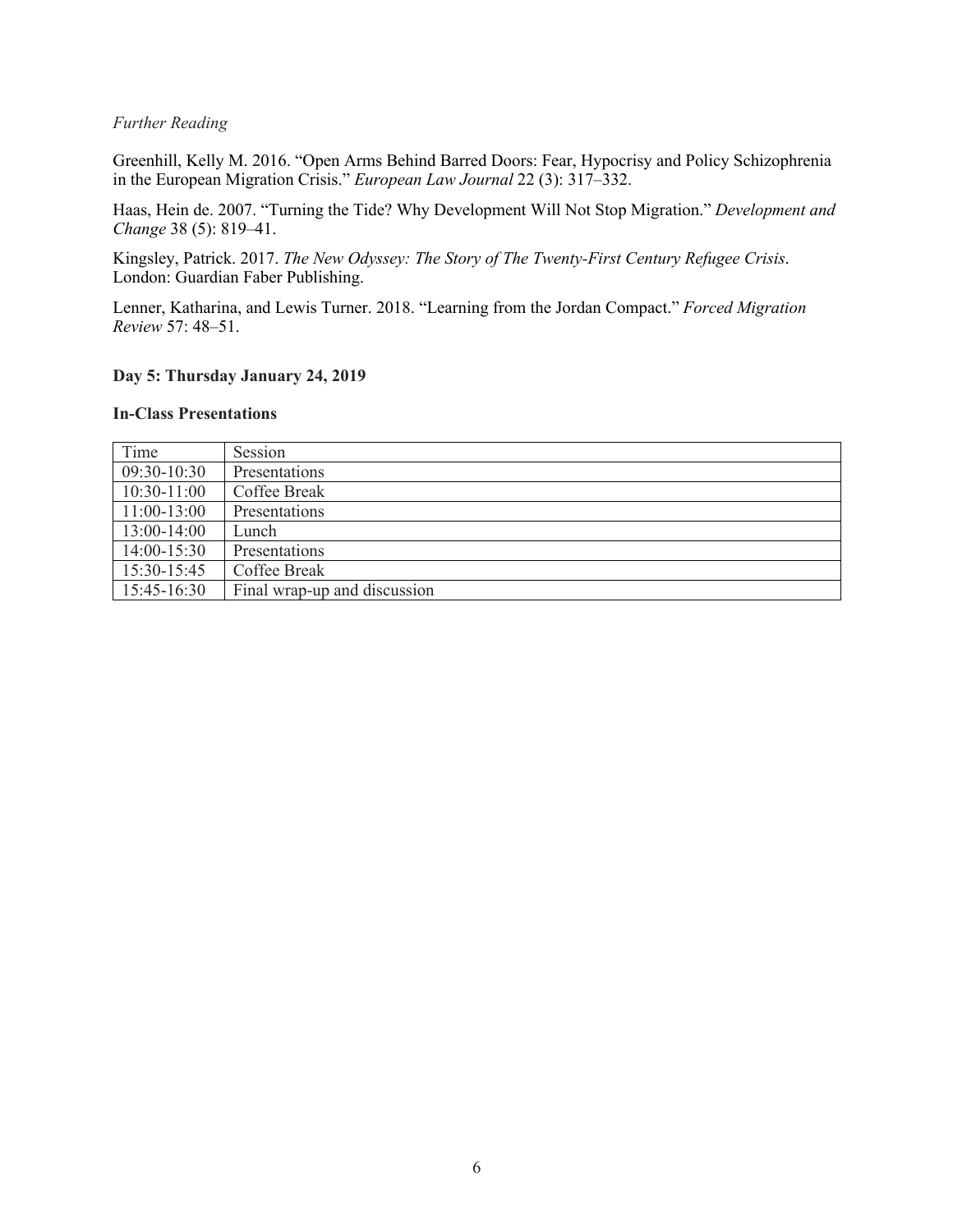*Further Reading*

Greenhill, Kelly M. 2016. "Open Arms Behind Barred Doors: Fear, Hypocrisy and Policy Schizophrenia in the European Migration Crisis." *European Law Journal* 22 (3): 317–332.

Haas, Hein de. 2007. "Turning the Tide? Why Development Will Not Stop Migration." *Development and Change* 38 (5): 819–41.

Kingsley, Patrick. 2017. *The New Odyssey: The Story of The Twenty-First Century Refugee Crisis*. London: Guardian Faber Publishing.

Lenner, Katharina, and Lewis Turner. 2018. "Learning from the Jordan Compact." *Forced Migration Review* 57: 48–51.

**Day 5: Thursday January 24, 2019**

**In-Class Presentations**

| Time | Session |
|---|---|
| 09:30-10:30 | Presentations |
| 10:30-11:00 | Coffee Break |
| 11:00-13:00 | Presentations |
| 13:00-14:00 | Lunch |
| 14:00-15:30 | Presentations |
| 15:30-15:45 | Coffee Break |
| 15:45-16:30 | Final wrap-up and discussion |